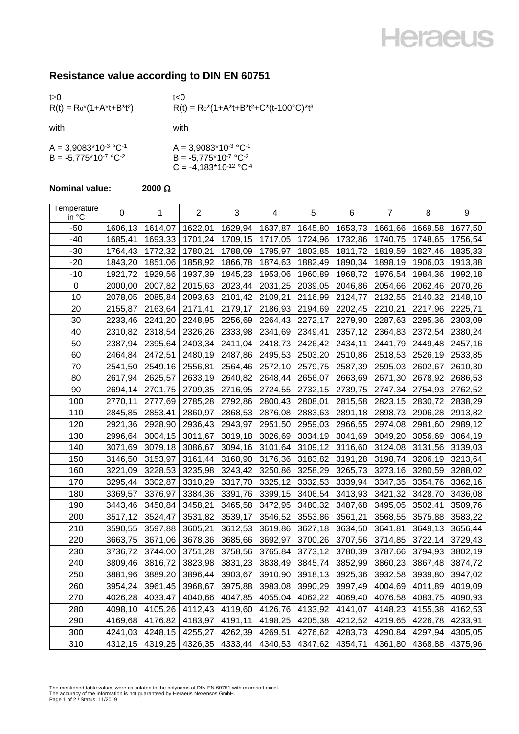Heraeus

## Resistance value according to DIN EN 60751

| $t \geq 0$ | $t < 0$ |
|---|---|
| $R(t) = R_0 \cdot (1 + A \cdot t + B \cdot t^2)$ | $R(t) = R_0 \cdot (1 + A \cdot t + B \cdot t^2 + C \cdot (t - 100\,°C) \cdot t^3$ |
| with | with |
| $A = 3{,}9083 \cdot 10^{-3}\ °C^{-1}$ | $A = 3{,}9083 \cdot 10^{-3}\ °C^{-1}$ |
| $B = -5{,}775 \cdot 10^{-7}\ °C^{-2}$ | $B = -5{,}775 \cdot 10^{-7}\ °C^{-2}$ |
| | $C = -4{,}183 \cdot 10^{-12}\ °C^{-4}$ |

**Nominal value: 2000 Ω**

| Temperature in °C | 0 | 1 | 2 | 3 | 4 | 5 | 6 | 7 | 8 | 9 |
|---|---|---|---|---|---|---|---|---|---|---|
| -50 | 1606,13 | 1614,07 | 1622,01 | 1629,94 | 1637,87 | 1645,80 | 1653,73 | 1661,66 | 1669,58 | 1677,50 |
| -40 | 1685,41 | 1693,33 | 1701,24 | 1709,15 | 1717,05 | 1724,96 | 1732,86 | 1740,75 | 1748,65 | 1756,54 |
| -30 | 1764,43 | 1772,32 | 1780,21 | 1788,09 | 1795,97 | 1803,85 | 1811,72 | 1819,59 | 1827,46 | 1835,33 |
| -20 | 1843,20 | 1851,06 | 1858,92 | 1866,78 | 1874,63 | 1882,49 | 1890,34 | 1898,19 | 1906,03 | 1913,88 |
| -10 | 1921,72 | 1929,56 | 1937,39 | 1945,23 | 1953,06 | 1960,89 | 1968,72 | 1976,54 | 1984,36 | 1992,18 |
| 0 | 2000,00 | 2007,82 | 2015,63 | 2023,44 | 2031,25 | 2039,05 | 2046,86 | 2054,66 | 2062,46 | 2070,26 |
| 10 | 2078,05 | 2085,84 | 2093,63 | 2101,42 | 2109,21 | 2116,99 | 2124,77 | 2132,55 | 2140,32 | 2148,10 |
| 20 | 2155,87 | 2163,64 | 2171,41 | 2179,17 | 2186,93 | 2194,69 | 2202,45 | 2210,21 | 2217,96 | 2225,71 |
| 30 | 2233,46 | 2241,20 | 2248,95 | 2256,69 | 2264,43 | 2272,17 | 2279,90 | 2287,63 | 2295,36 | 2303,09 |
| 40 | 2310,82 | 2318,54 | 2326,26 | 2333,98 | 2341,69 | 2349,41 | 2357,12 | 2364,83 | 2372,54 | 2380,24 |
| 50 | 2387,94 | 2395,64 | 2403,34 | 2411,04 | 2418,73 | 2426,42 | 2434,11 | 2441,79 | 2449,48 | 2457,16 |
| 60 | 2464,84 | 2472,51 | 2480,19 | 2487,86 | 2495,53 | 2503,20 | 2510,86 | 2518,53 | 2526,19 | 2533,85 |
| 70 | 2541,50 | 2549,16 | 2556,81 | 2564,46 | 2572,10 | 2579,75 | 2587,39 | 2595,03 | 2602,67 | 2610,30 |
| 80 | 2617,94 | 2625,57 | 2633,19 | 2640,82 | 2648,44 | 2656,07 | 2663,69 | 2671,30 | 2678,92 | 2686,53 |
| 90 | 2694,14 | 2701,75 | 2709,35 | 2716,95 | 2724,55 | 2732,15 | 2739,75 | 2747,34 | 2754,93 | 2762,52 |
| 100 | 2770,11 | 2777,69 | 2785,28 | 2792,86 | 2800,43 | 2808,01 | 2815,58 | 2823,15 | 2830,72 | 2838,29 |
| 110 | 2845,85 | 2853,41 | 2860,97 | 2868,53 | 2876,08 | 2883,63 | 2891,18 | 2898,73 | 2906,28 | 2913,82 |
| 120 | 2921,36 | 2928,90 | 2936,43 | 2943,97 | 2951,50 | 2959,03 | 2966,55 | 2974,08 | 2981,60 | 2989,12 |
| 130 | 2996,64 | 3004,15 | 3011,67 | 3019,18 | 3026,69 | 3034,19 | 3041,69 | 3049,20 | 3056,69 | 3064,19 |
| 140 | 3071,69 | 3079,18 | 3086,67 | 3094,16 | 3101,64 | 3109,12 | 3116,60 | 3124,08 | 3131,56 | 3139,03 |
| 150 | 3146,50 | 3153,97 | 3161,44 | 3168,90 | 3176,36 | 3183,82 | 3191,28 | 3198,74 | 3206,19 | 3213,64 |
| 160 | 3221,09 | 3228,53 | 3235,98 | 3243,42 | 3250,86 | 3258,29 | 3265,73 | 3273,16 | 3280,59 | 3288,02 |
| 170 | 3295,44 | 3302,87 | 3310,29 | 3317,70 | 3325,12 | 3332,53 | 3339,94 | 3347,35 | 3354,76 | 3362,16 |
| 180 | 3369,57 | 3376,97 | 3384,36 | 3391,76 | 3399,15 | 3406,54 | 3413,93 | 3421,32 | 3428,70 | 3436,08 |
| 190 | 3443,46 | 3450,84 | 3458,21 | 3465,58 | 3472,95 | 3480,32 | 3487,68 | 3495,05 | 3502,41 | 3509,76 |
| 200 | 3517,12 | 3524,47 | 3531,82 | 3539,17 | 3546,52 | 3553,86 | 3561,21 | 3568,55 | 3575,88 | 3583,22 |
| 210 | 3590,55 | 3597,88 | 3605,21 | 3612,53 | 3619,86 | 3627,18 | 3634,50 | 3641,81 | 3649,13 | 3656,44 |
| 220 | 3663,75 | 3671,06 | 3678,36 | 3685,66 | 3692,97 | 3700,26 | 3707,56 | 3714,85 | 3722,14 | 3729,43 |
| 230 | 3736,72 | 3744,00 | 3751,28 | 3758,56 | 3765,84 | 3773,12 | 3780,39 | 3787,66 | 3794,93 | 3802,19 |
| 240 | 3809,46 | 3816,72 | 3823,98 | 3831,23 | 3838,49 | 3845,74 | 3852,99 | 3860,23 | 3867,48 | 3874,72 |
| 250 | 3881,96 | 3889,20 | 3896,44 | 3903,67 | 3910,90 | 3918,13 | 3925,36 | 3932,58 | 3939,80 | 3947,02 |
| 260 | 3954,24 | 3961,45 | 3968,67 | 3975,88 | 3983,08 | 3990,29 | 3997,49 | 4004,69 | 4011,89 | 4019,09 |
| 270 | 4026,28 | 4033,47 | 4040,66 | 4047,85 | 4055,04 | 4062,22 | 4069,40 | 4076,58 | 4083,75 | 4090,93 |
| 280 | 4098,10 | 4105,26 | 4112,43 | 4119,60 | 4126,76 | 4133,92 | 4141,07 | 4148,23 | 4155,38 | 4162,53 |
| 290 | 4169,68 | 4176,82 | 4183,97 | 4191,11 | 4198,25 | 4205,38 | 4212,52 | 4219,65 | 4226,78 | 4233,91 |
| 300 | 4241,03 | 4248,15 | 4255,27 | 4262,39 | 4269,51 | 4276,62 | 4283,73 | 4290,84 | 4297,94 | 4305,05 |
| 310 | 4312,15 | 4319,25 | 4326,35 | 4333,44 | 4340,53 | 4347,62 | 4354,71 | 4361,80 | 4368,88 | 4375,96 |

The mentioned table values were calculated to the polynoms of DIN EN 60751 with microsoft excel.
The accuracy of the information is not guaranteed by Heraeus Nexensos GmbH.
Status: 11/2019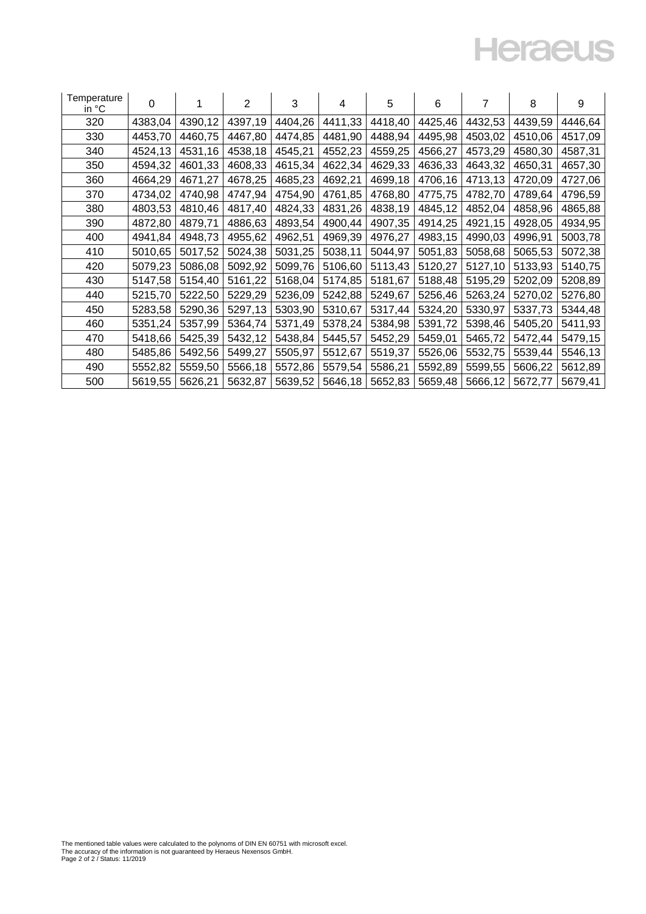| Temperature in °C | 0 | 1 | 2 | 3 | 4 | 5 | 6 | 7 | 8 | 9 |
|---|---|---|---|---|---|---|---|---|---|---|
| 320 | 4383,04 | 4390,12 | 4397,19 | 4404,26 | 4411,33 | 4418,40 | 4425,46 | 4432,53 | 4439,59 | 4446,64 |
| 330 | 4453,70 | 4460,75 | 4467,80 | 4474,85 | 4481,90 | 4488,94 | 4495,98 | 4503,02 | 4510,06 | 4517,09 |
| 340 | 4524,13 | 4531,16 | 4538,18 | 4545,21 | 4552,23 | 4559,25 | 4566,27 | 4573,29 | 4580,30 | 4587,31 |
| 350 | 4594,32 | 4601,33 | 4608,33 | 4615,34 | 4622,34 | 4629,33 | 4636,33 | 4643,32 | 4650,31 | 4657,30 |
| 360 | 4664,29 | 4671,27 | 4678,25 | 4685,23 | 4692,21 | 4699,18 | 4706,16 | 4713,13 | 4720,09 | 4727,06 |
| 370 | 4734,02 | 4740,98 | 4747,94 | 4754,90 | 4761,85 | 4768,80 | 4775,75 | 4782,70 | 4789,64 | 4796,59 |
| 380 | 4803,53 | 4810,46 | 4817,40 | 4824,33 | 4831,26 | 4838,19 | 4845,12 | 4852,04 | 4858,96 | 4865,88 |
| 390 | 4872,80 | 4879,71 | 4886,63 | 4893,54 | 4900,44 | 4907,35 | 4914,25 | 4921,15 | 4928,05 | 4934,95 |
| 400 | 4941,84 | 4948,73 | 4955,62 | 4962,51 | 4969,39 | 4976,27 | 4983,15 | 4990,03 | 4996,91 | 5003,78 |
| 410 | 5010,65 | 5017,52 | 5024,38 | 5031,25 | 5038,11 | 5044,97 | 5051,83 | 5058,68 | 5065,53 | 5072,38 |
| 420 | 5079,23 | 5086,08 | 5092,92 | 5099,76 | 5106,60 | 5113,43 | 5120,27 | 5127,10 | 5133,93 | 5140,75 |
| 430 | 5147,58 | 5154,40 | 5161,22 | 5168,04 | 5174,85 | 5181,67 | 5188,48 | 5195,29 | 5202,09 | 5208,89 |
| 440 | 5215,70 | 5222,50 | 5229,29 | 5236,09 | 5242,88 | 5249,67 | 5256,46 | 5263,24 | 5270,02 | 5276,80 |
| 450 | 5283,58 | 5290,36 | 5297,13 | 5303,90 | 5310,67 | 5317,44 | 5324,20 | 5330,97 | 5337,73 | 5344,48 |
| 460 | 5351,24 | 5357,99 | 5364,74 | 5371,49 | 5378,24 | 5384,98 | 5391,72 | 5398,46 | 5405,20 | 5411,93 |
| 470 | 5418,66 | 5425,39 | 5432,12 | 5438,84 | 5445,57 | 5452,29 | 5459,01 | 5465,72 | 5472,44 | 5479,15 |
| 480 | 5485,86 | 5492,56 | 5499,27 | 5505,97 | 5512,67 | 5519,37 | 5526,06 | 5532,75 | 5539,44 | 5546,13 |
| 490 | 5552,82 | 5559,50 | 5566,18 | 5572,86 | 5579,54 | 5586,21 | 5592,89 | 5599,55 | 5606,22 | 5612,89 |
| 500 | 5619,55 | 5626,21 | 5632,87 | 5639,52 | 5646,18 | 5652,83 | 5659,48 | 5666,12 | 5672,77 | 5679,41 |

The mentioned table values were calculated to the polynoms of DIN EN 60751 with microsoft excel.
The accuracy of the information is not guaranteed by Heraeus Nexensos GmbH.
Status: 11/2019